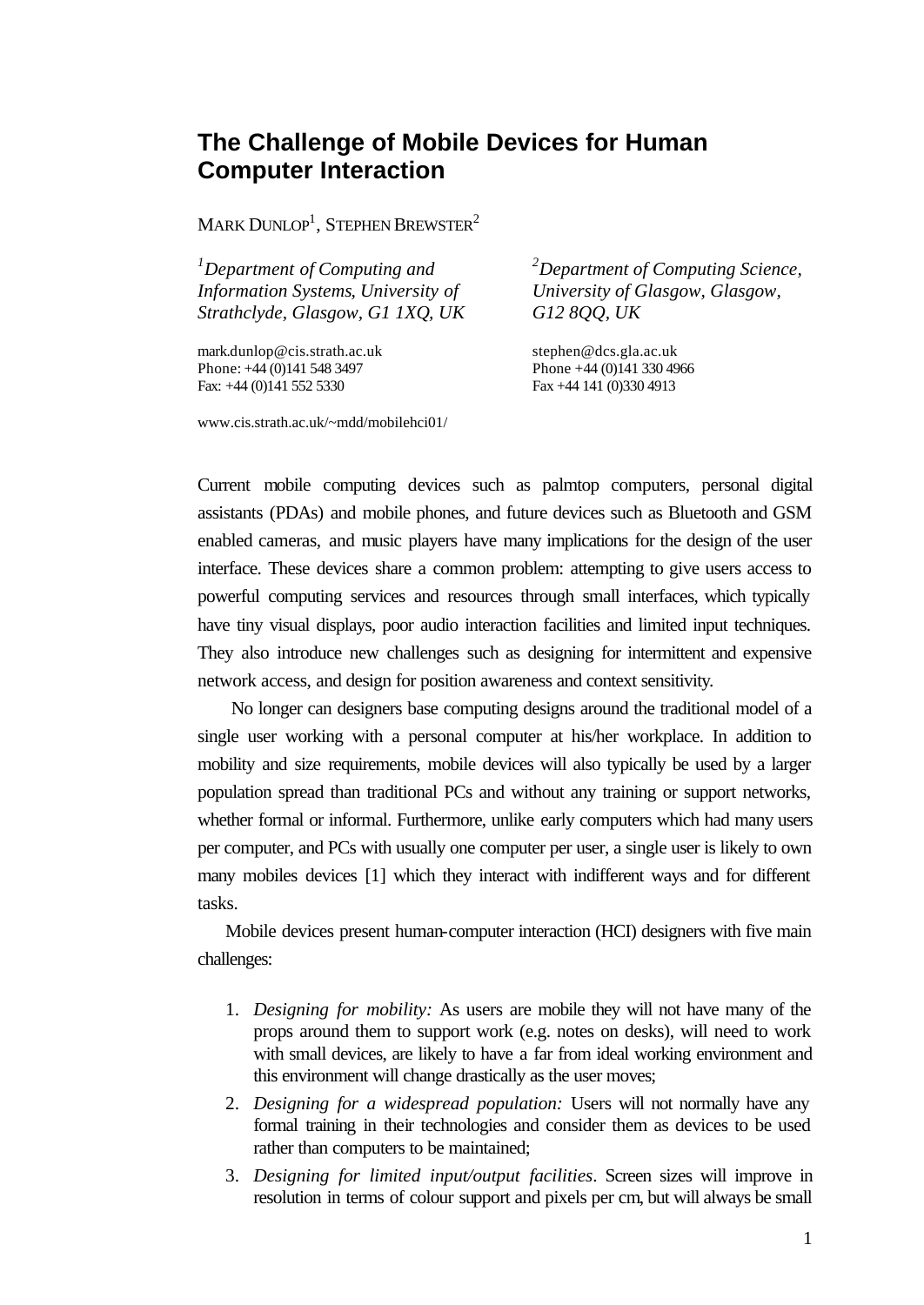# The Challenge of Mobile Devices for Human Computer Interaction

MARK DUNLOP[1], STEPHEN BREWSTER[2]

[1]*Department of Computing and Information Systems, University of Strathclyde, Glasgow, G1 1XQ, UK*

mark.dunlop@cis.strath.ac.uk
Phone: +44 (0)141 548 3497
Fax: +44 (0)141 552 5330

[2]*Department of Computing Science, University of Glasgow, Glasgow, G12 8QQ, UK*

stephen@dcs.gla.ac.uk
Phone +44 (0)141 330 4966
Fax +44 141 (0)330 4913

www.cis.strath.ac.uk/~mdd/mobilehci01/

Current mobile computing devices such as palmtop computers, personal digital assistants (PDAs) and mobile phones, and future devices such as Bluetooth and GSM enabled cameras, and music players have many implications for the design of the user interface. These devices share a common problem: attempting to give users access to powerful computing services and resources through small interfaces, which typically have tiny visual displays, poor audio interaction facilities and limited input techniques. They also introduce new challenges such as designing for intermittent and expensive network access, and design for position awareness and context sensitivity.

No longer can designers base computing designs around the traditional model of a single user working with a personal computer at his/her workplace. In addition to mobility and size requirements, mobile devices will also typically be used by a larger population spread than traditional PCs and without any training or support networks, whether formal or informal. Furthermore, unlike early computers which had many users per computer, and PCs with usually one computer per user, a single user is likely to own many mobiles devices [1] which they interact with indifferent ways and for different tasks.

Mobile devices present human-computer interaction (HCI) designers with five main challenges:

1. *Designing for mobility:* As users are mobile they will not have many of the props around them to support work (e.g. notes on desks), will need to work with small devices, are likely to have a far from ideal working environment and this environment will change drastically as the user moves;
2. *Designing for a widespread population:* Users will not normally have any formal training in their technologies and consider them as devices to be used rather than computers to be maintained;
3. *Designing for limited input/output facilities*. Screen sizes will improve in resolution in terms of colour support and pixels per cm, but will always be small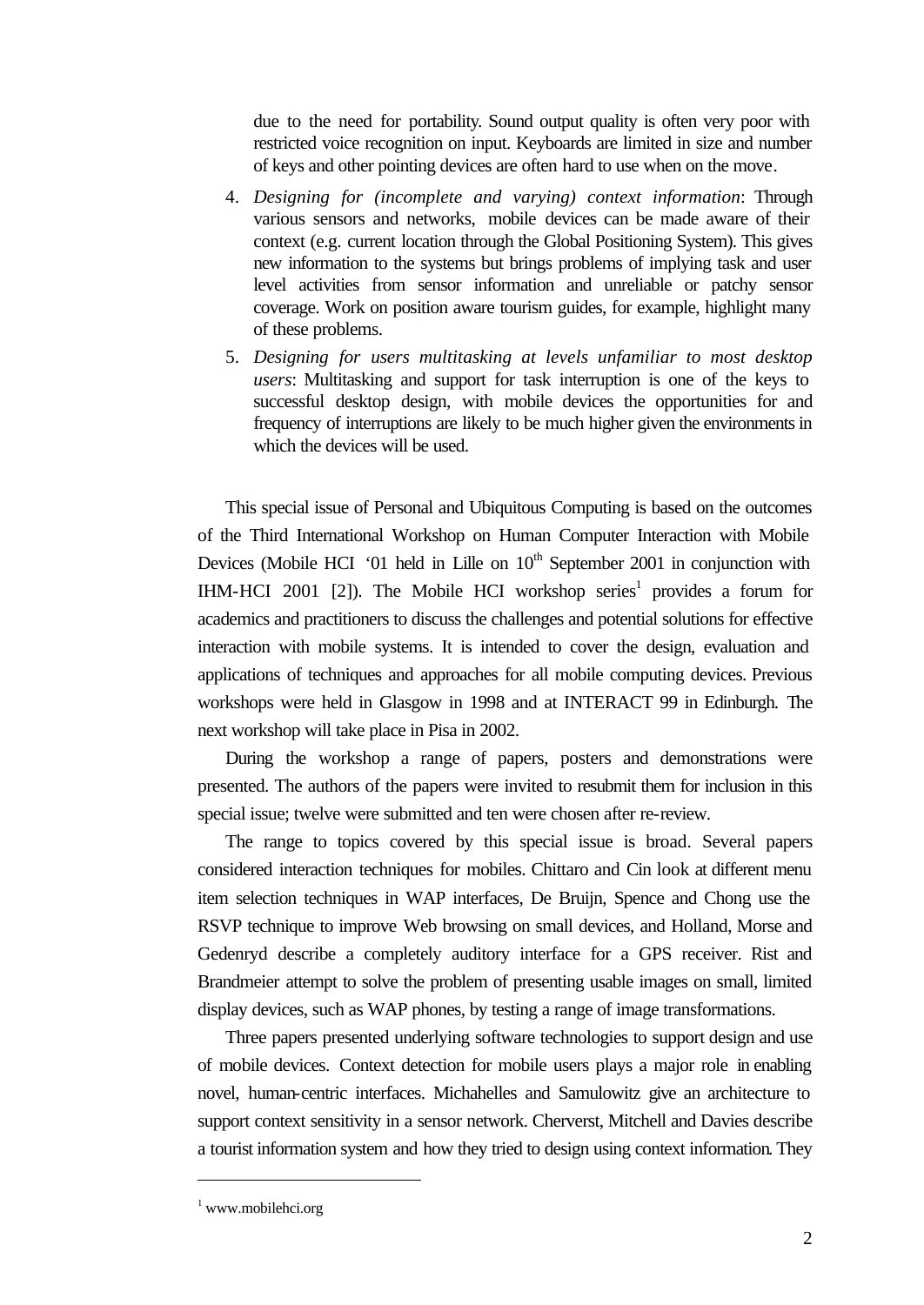due to the need for portability. Sound output quality is often very poor with restricted voice recognition on input. Keyboards are limited in size and number of keys and other pointing devices are often hard to use when on the move.

4. *Designing for (incomplete and varying) context information*: Through various sensors and networks, mobile devices can be made aware of their context (e.g. current location through the Global Positioning System). This gives new information to the systems but brings problems of implying task and user level activities from sensor information and unreliable or patchy sensor coverage. Work on position aware tourism guides, for example, highlight many of these problems.
5. *Designing for users multitasking at levels unfamiliar to most desktop users*: Multitasking and support for task interruption is one of the keys to successful desktop design, with mobile devices the opportunities for and frequency of interruptions are likely to be much higher given the environments in which the devices will be used.

This special issue of Personal and Ubiquitous Computing is based on the outcomes of the Third International Workshop on Human Computer Interaction with Mobile Devices (Mobile HCI '01 held in Lille on 10th September 2001 in conjunction with IHM-HCI 2001 [2]). The Mobile HCI workshop series[1] provides a forum for academics and practitioners to discuss the challenges and potential solutions for effective interaction with mobile systems. It is intended to cover the design, evaluation and applications of techniques and approaches for all mobile computing devices. Previous workshops were held in Glasgow in 1998 and at INTERACT 99 in Edinburgh. The next workshop will take place in Pisa in 2002.

During the workshop a range of papers, posters and demonstrations were presented. The authors of the papers were invited to resubmit them for inclusion in this special issue; twelve were submitted and ten were chosen after re-review.

The range to topics covered by this special issue is broad. Several papers considered interaction techniques for mobiles. Chittaro and Cin look at different menu item selection techniques in WAP interfaces, De Bruijn, Spence and Chong use the RSVP technique to improve Web browsing on small devices, and Holland, Morse and Gedenryd describe a completely auditory interface for a GPS receiver. Rist and Brandmeier attempt to solve the problem of presenting usable images on small, limited display devices, such as WAP phones, by testing a range of image transformations.

Three papers presented underlying software technologies to support design and use of mobile devices. Context detection for mobile users plays a major role in enabling novel, human-centric interfaces. Michahelles and Samulowitz give an architecture to support context sensitivity in a sensor network. Cherverst, Mitchell and Davies describe a tourist information system and how they tried to design using context information. They

---

[1] www.mobilehci.org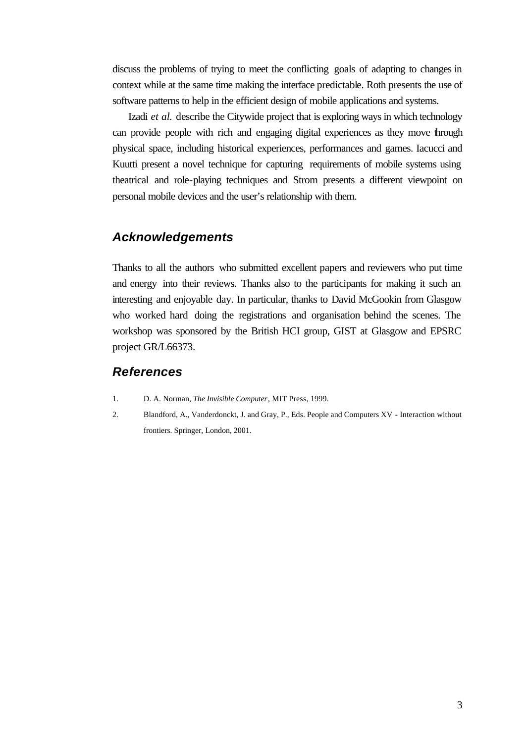discuss the problems of trying to meet the conflicting goals of adapting to changes in context while at the same time making the interface predictable. Roth presents the use of software patterns to help in the efficient design of mobile applications and systems.

Izadi *et al.* describe the Citywide project that is exploring ways in which technology can provide people with rich and engaging digital experiences as they move through physical space, including historical experiences, performances and games. Iacucci and Kuutti present a novel technique for capturing requirements of mobile systems using theatrical and role-playing techniques and Strom presents a different viewpoint on personal mobile devices and the user's relationship with them.

## Acknowledgements

Thanks to all the authors who submitted excellent papers and reviewers who put time and energy into their reviews. Thanks also to the participants for making it such an interesting and enjoyable day. In particular, thanks to David McGookin from Glasgow who worked hard doing the registrations and organisation behind the scenes. The workshop was sponsored by the British HCI group, GIST at Glasgow and EPSRC project GR/L66373.

## References

1. D. A. Norman, *The Invisible Computer*, MIT Press, 1999.
2. Blandford, A., Vanderdonckt, J. and Gray, P., Eds. People and Computers XV - Interaction without frontiers. Springer, London, 2001.